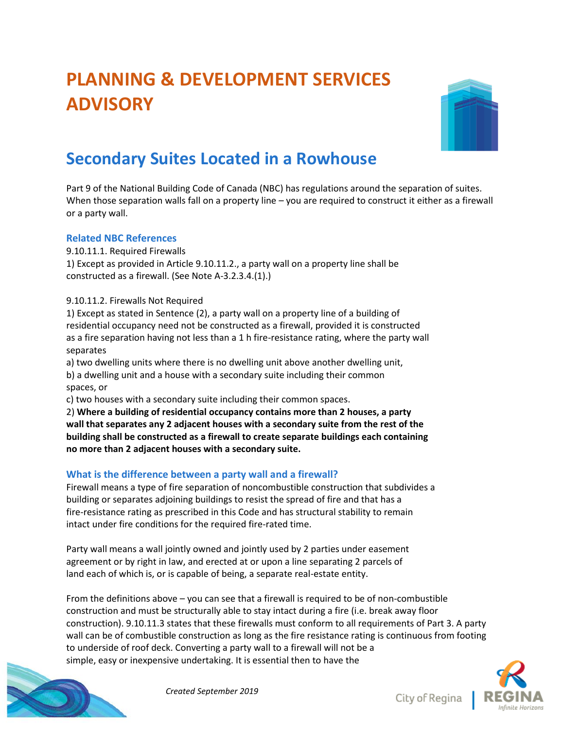# PLANNING & DEVELOPMENT SERVICES ADVISORY

## Secondary Suites Located in a Rowhouse

Part 9 of the National Building Code of Canada (NBC) has regulations around the separation of suites. When those separation walls fall on a property line – you are required to construct it either as a firewall or a party wall.

### Related NBC References

9.10.11.1. Required Firewalls
1) Except as provided in Article 9.10.11.2., a party wall on a property line shall be constructed as a firewall. (See Note A-3.2.3.4.(1).)

9.10.11.2. Firewalls Not Required
1) Except as stated in Sentence (2), a party wall on a property line of a building of residential occupancy need not be constructed as a firewall, provided it is constructed as a fire separation having not less than a 1 h fire-resistance rating, where the party wall separates
a) two dwelling units where there is no dwelling unit above another dwelling unit,
b) a dwelling unit and a house with a secondary suite including their common spaces, or
c) two houses with a secondary suite including their common spaces.
2) **Where a building of residential occupancy contains more than 2 houses, a party wall that separates any 2 adjacent houses with a secondary suite from the rest of the building shall be constructed as a firewall to create separate buildings each containing no more than 2 adjacent houses with a secondary suite.**

### What is the difference between a party wall and a firewall?

Firewall means a type of fire separation of noncombustible construction that subdivides a building or separates adjoining buildings to resist the spread of fire and that has a fire-resistance rating as prescribed in this Code and has structural stability to remain intact under fire conditions for the required fire-rated time.

Party wall means a wall jointly owned and jointly used by 2 parties under easement agreement or by right in law, and erected at or upon a line separating 2 parcels of land each of which is, or is capable of being, a separate real-estate entity.

From the definitions above – you can see that a firewall is required to be of non-combustible construction and must be structurally able to stay intact during a fire (i.e. break away floor construction). 9.10.11.3 states that these firewalls must conform to all requirements of Part 3. A party wall can be of combustible construction as long as the fire resistance rating is continuous from footing to underside of roof deck. Converting a party wall to a firewall will not be a simple, easy or inexpensive undertaking. It is essential then to have the

*Created September 2019*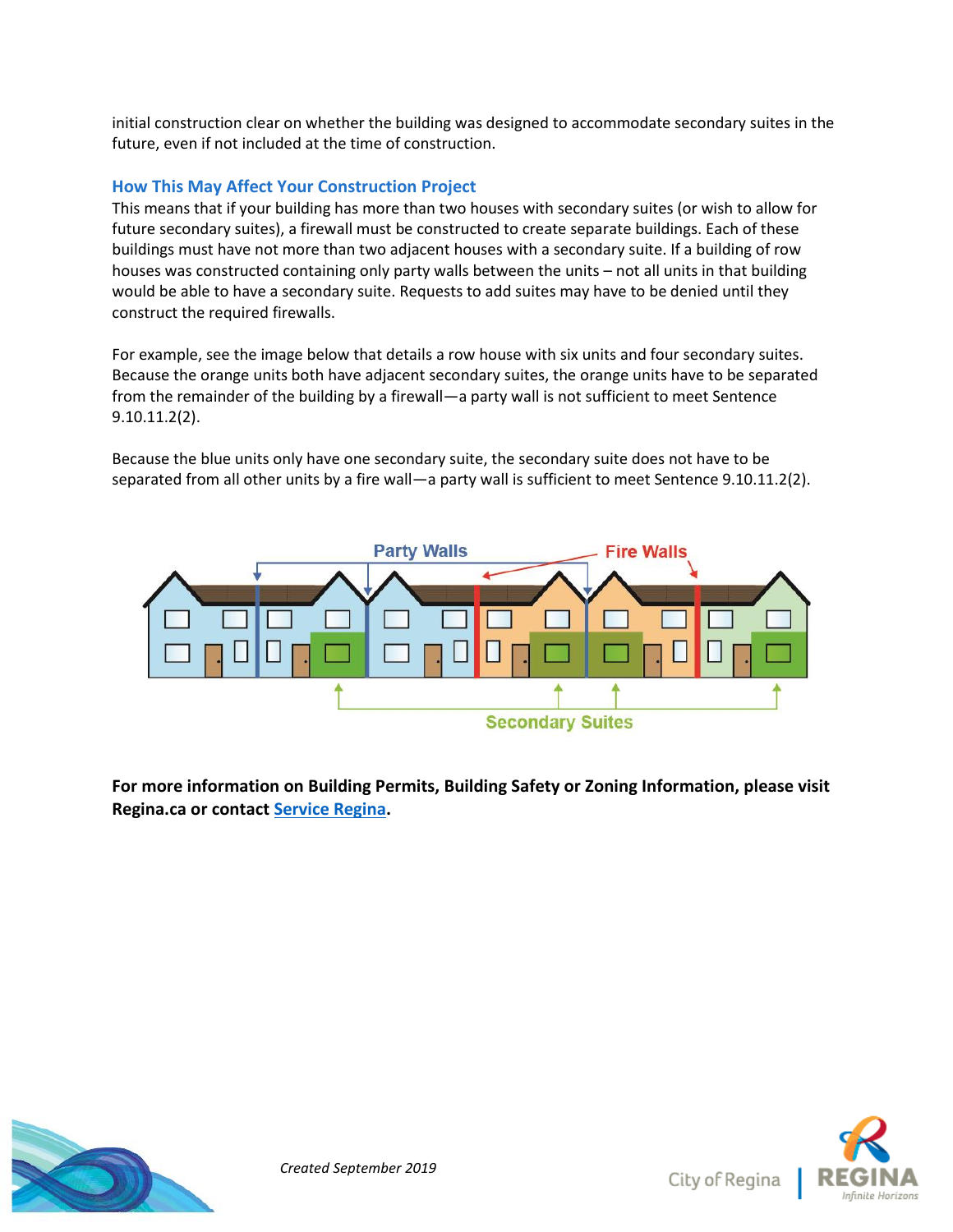initial construction clear on whether the building was designed to accommodate secondary suites in the future, even if not included at the time of construction.

## How This May Affect Your Construction Project

This means that if your building has more than two houses with secondary suites (or wish to allow for future secondary suites), a firewall must be constructed to create separate buildings. Each of these buildings must have not more than two adjacent houses with a secondary suite. If a building of row houses was constructed containing only party walls between the units – not all units in that building would be able to have a secondary suite. Requests to add suites may have to be denied until they construct the required firewalls.

For example, see the image below that details a row house with six units and four secondary suites. Because the orange units both have adjacent secondary suites, the orange units have to be separated from the remainder of the building by a firewall—a party wall is not sufficient to meet Sentence 9.10.11.2(2).

Because the blue units only have one secondary suite, the secondary suite does not have to be separated from all other units by a fire wall—a party wall is sufficient to meet Sentence 9.10.11.2(2).

Party Walls

Fire Walls

Secondary Suites

**For more information on Building Permits, Building Safety or Zoning Information, please visit Regina.ca or contact [Service Regina](Service Regina).**

*Created September 2019*